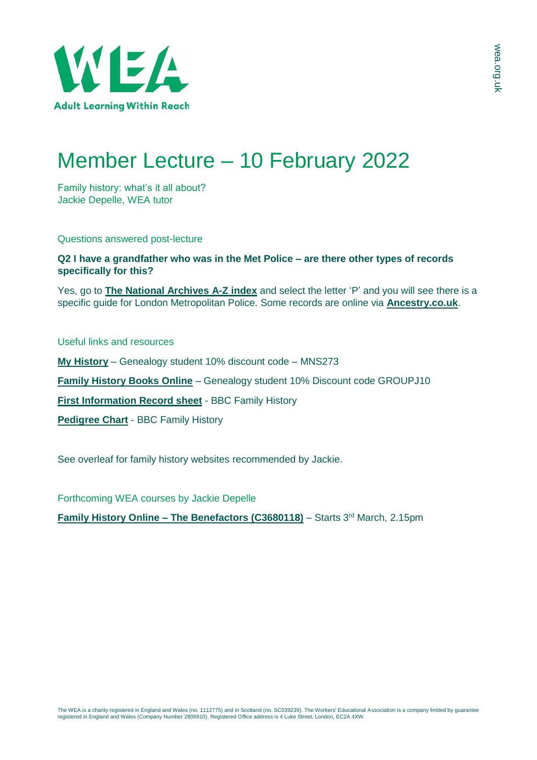# Member Lecture – 10 February 2022

Family history: what's it all about?
Jackie Depelle, WEA tutor

## Questions answered post-lecture

**Q2 I have a grandfather who was in the Met Police – are there other types of records specifically for this?**

Yes, go to **The National Archives A-Z index** and select the letter 'P' and you will see there is a specific guide for London Metropolitan Police. Some records are online via **Ancestry.co.uk**.

## Useful links and resources

**My History** – Genealogy student 10% discount code – MNS273

**Family History Books Online** – Genealogy student 10% Discount code GROUPJ10

**First Information Record sheet** - BBC Family History

**Pedigree Chart** - BBC Family History

See overleaf for family history websites recommended by Jackie.

## Forthcoming WEA courses by Jackie Depelle

**Family History Online – The Benefactors (C3680118)** – Starts 3rd March, 2.15pm

The WEA is a charity registered in England and Wales (no. 1112775) and in Scotland (no. SC039239). The Workers' Educational Association is a company limited by guarantee registered in England and Wales (Company Number 2806910). Registered Office address is 4 Luke Street, London, EC2A 4XW.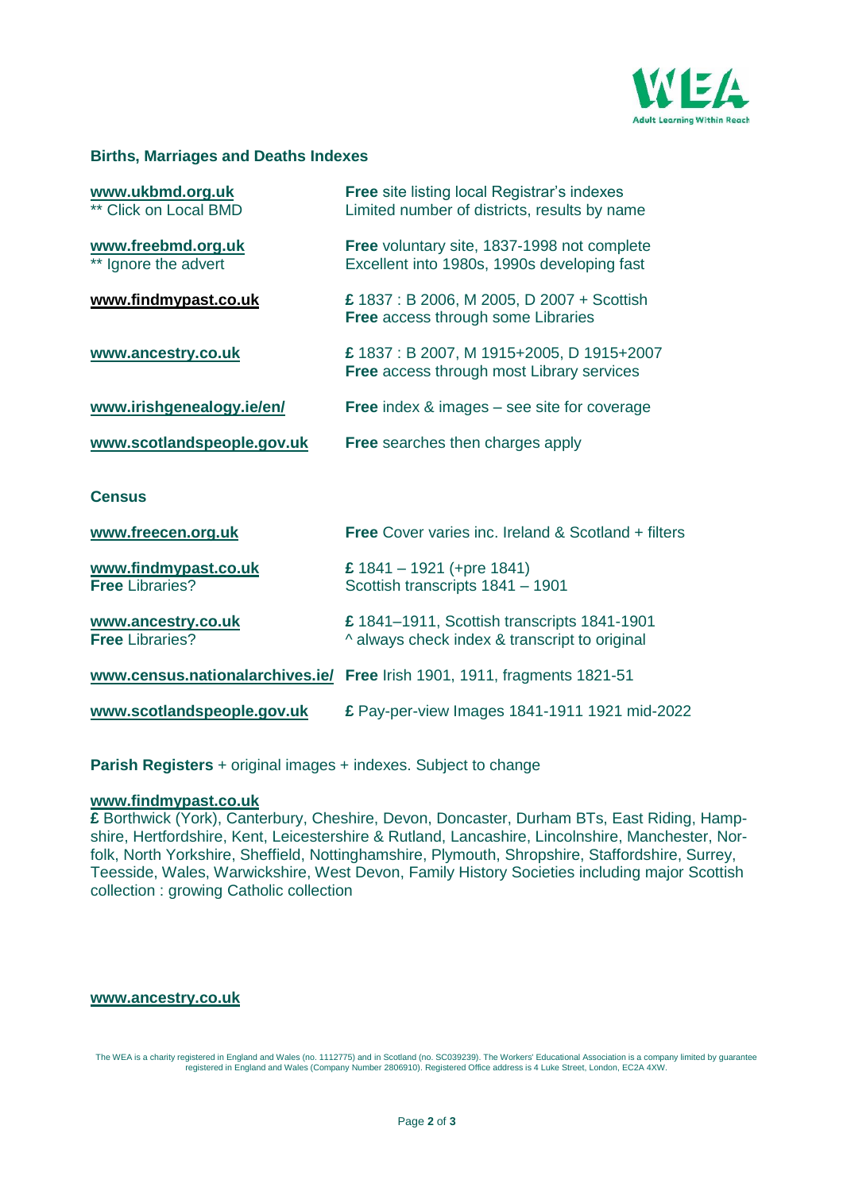## Births, Marriages and Deaths Indexes

| | |
|---|---|
| **www.ukbmd.org.uk**<br>** Click on Local BMD | **Free** site listing local Registrar's indexes<br>Limited number of districts, results by name |
| **www.freebmd.org.uk**<br>** Ignore the advert | **Free** voluntary site, 1837-1998 not complete<br>Excellent into 1980s, 1990s developing fast |
| **www.findmypast.co.uk** | **£** 1837 : B 2006, M 2005, D 2007 + Scottish<br>**Free** access through some Libraries |
| **www.ancestry.co.uk** | **£** 1837 : B 2007, M 1915+2005, D 1915+2007<br>**Free** access through most Library services |
| **www.irishgenealogy.ie/en/** | **Free** index & images – see site for coverage |
| **www.scotlandspeople.gov.uk** | **Free** searches then charges apply |

## Census

| | |
|---|---|
| **www.freecen.org.uk** | **Free** Cover varies inc. Ireland & Scotland + filters |
| **www.findmypast.co.uk**<br>**Free** Libraries? | **£** 1841 – 1921 (+pre 1841)<br>Scottish transcripts 1841 – 1901 |
| **www.ancestry.co.uk**<br>**Free** Libraries? | **£** 1841–1911, Scottish transcripts 1841-1901<br>^ always check index & transcript to original |
| **www.census.nationalarchives.ie/** | **Free** Irish 1901, 1911, fragments 1821-51 |
| **www.scotlandspeople.gov.uk** | **£** Pay-per-view Images 1841-1911 1921 mid-2022 |

**Parish Registers** + original images + indexes. Subject to change

**www.findmypast.co.uk**
**£** Borthwick (York), Canterbury, Cheshire, Devon, Doncaster, Durham BTs, East Riding, Hampshire, Hertfordshire, Kent, Leicestershire & Rutland, Lancashire, Lincolnshire, Manchester, Norfolk, North Yorkshire, Sheffield, Nottinghamshire, Plymouth, Shropshire, Staffordshire, Surrey, Teesside, Wales, Warwickshire, West Devon, Family History Societies including major Scottish collection : growing Catholic collection

**www.ancestry.co.uk**

The WEA is a charity registered in England and Wales (no. 1112775) and in Scotland (no. SC039239). The Workers' Educational Association is a company limited by guarantee registered in England and Wales (Company Number 2806910). Registered Office address is 4 Luke Street, London, EC2A 4XW.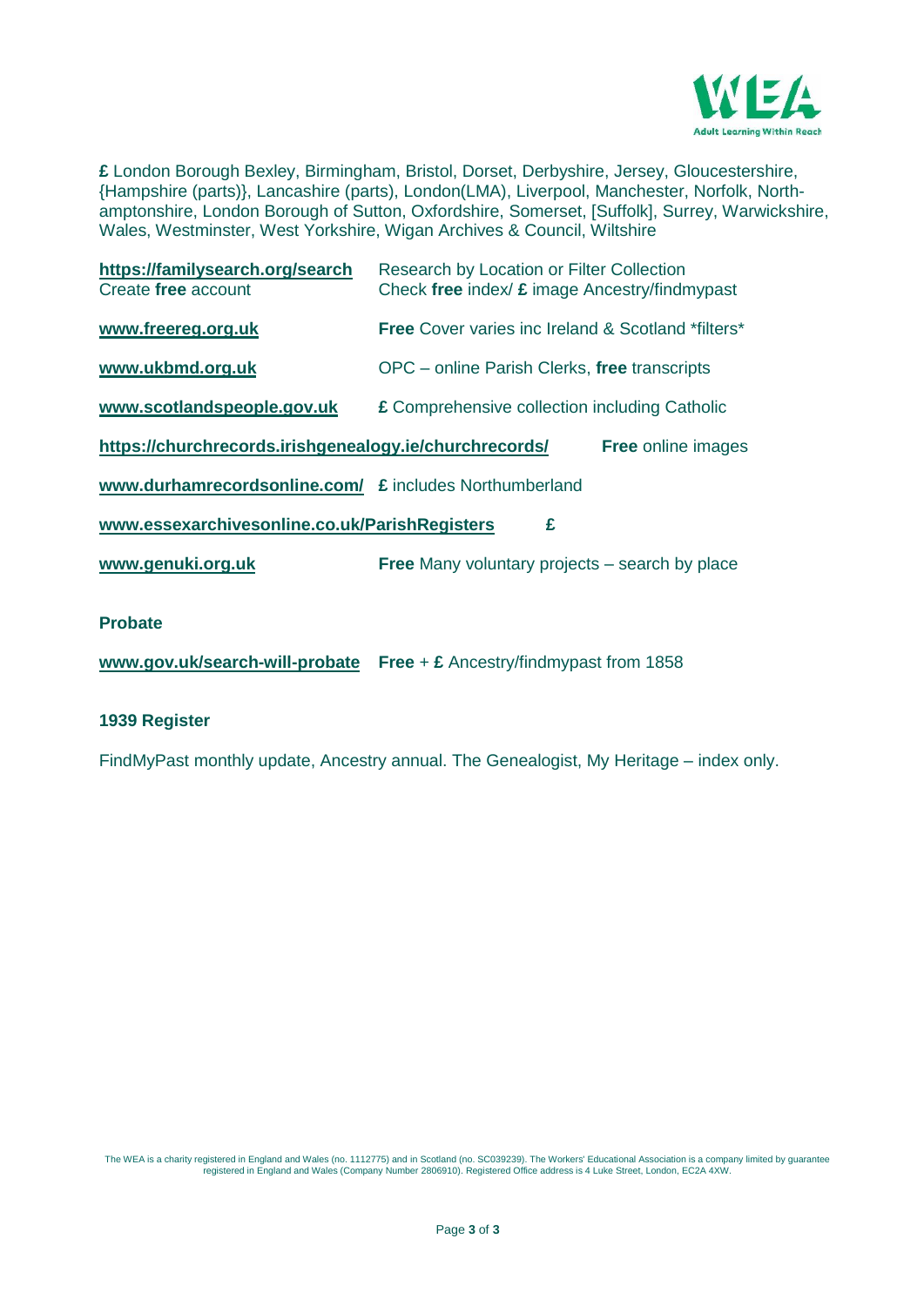**£** London Borough Bexley, Birmingham, Bristol, Dorset, Derbyshire, Jersey, Gloucestershire, {Hampshire (parts)}, Lancashire (parts), London(LMA), Liverpool, Manchester, Norfolk, North-amptonshire, London Borough of Sutton, Oxfordshire, Somerset, [Suffolk], Surrey, Warwickshire, Wales, Westminster, West Yorkshire, Wigan Archives & Council, Wiltshire

| | |
|---|---|
| **https://familysearch.org/search** Create **free** account | Research by Location or Filter Collection Check **free** index/ **£** image Ancestry/findmypast |
| **www.freereg.org.uk** | **Free** Cover varies inc Ireland & Scotland *filters* |
| **www.ukbmd.org.uk** | OPC – online Parish Clerks, **free** transcripts |
| **www.scotlandspeople.gov.uk** | **£** Comprehensive collection including Catholic |

**https://churchrecords.irishgenealogy.ie/churchrecords/** **Free** online images

**www.durhamrecordsonline.com/** **£** includes Northumberland

**www.essexarchivesonline.co.uk/ParishRegisters** **£**

**www.genuki.org.uk** **Free** Many voluntary projects – search by place

**Probate**

**www.gov.uk/search-will-probate** **Free** + **£** Ancestry/findmypast from 1858

**1939 Register**

FindMyPast monthly update, Ancestry annual. The Genealogist, My Heritage – index only.

The WEA is a charity registered in England and Wales (no. 1112775) and in Scotland (no. SC039239). The Workers' Educational Association is a company limited by guarantee registered in England and Wales (Company Number 2806910). Registered Office address is 4 Luke Street, London, EC2A 4XW.